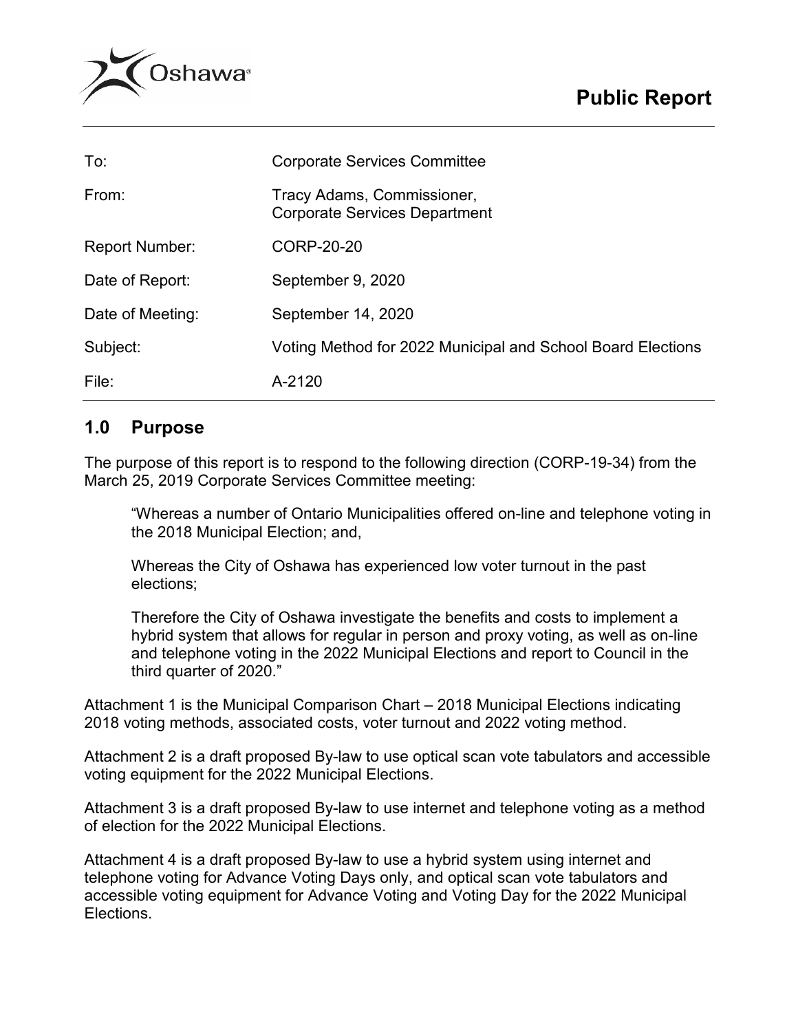# Public Report

| | |
|---|---|
| To: | Corporate Services Committee |
| From: | Tracy Adams, Commissioner, Corporate Services Department |
| Report Number: | CORP-20-20 |
| Date of Report: | September 9, 2020 |
| Date of Meeting: | September 14, 2020 |
| Subject: | Voting Method for 2022 Municipal and School Board Elections |
| File: | A-2120 |

## 1.0 Purpose

The purpose of this report is to respond to the following direction (CORP-19-34) from the March 25, 2019 Corporate Services Committee meeting:

> "Whereas a number of Ontario Municipalities offered on-line and telephone voting in the 2018 Municipal Election; and,
>
> Whereas the City of Oshawa has experienced low voter turnout in the past elections;
>
> Therefore the City of Oshawa investigate the benefits and costs to implement a hybrid system that allows for regular in person and proxy voting, as well as on-line and telephone voting in the 2022 Municipal Elections and report to Council in the third quarter of 2020."

Attachment 1 is the Municipal Comparison Chart – 2018 Municipal Elections indicating 2018 voting methods, associated costs, voter turnout and 2022 voting method.

Attachment 2 is a draft proposed By-law to use optical scan vote tabulators and accessible voting equipment for the 2022 Municipal Elections.

Attachment 3 is a draft proposed By-law to use internet and telephone voting as a method of election for the 2022 Municipal Elections.

Attachment 4 is a draft proposed By-law to use a hybrid system using internet and telephone voting for Advance Voting Days only, and optical scan vote tabulators and accessible voting equipment for Advance Voting and Voting Day for the 2022 Municipal Elections.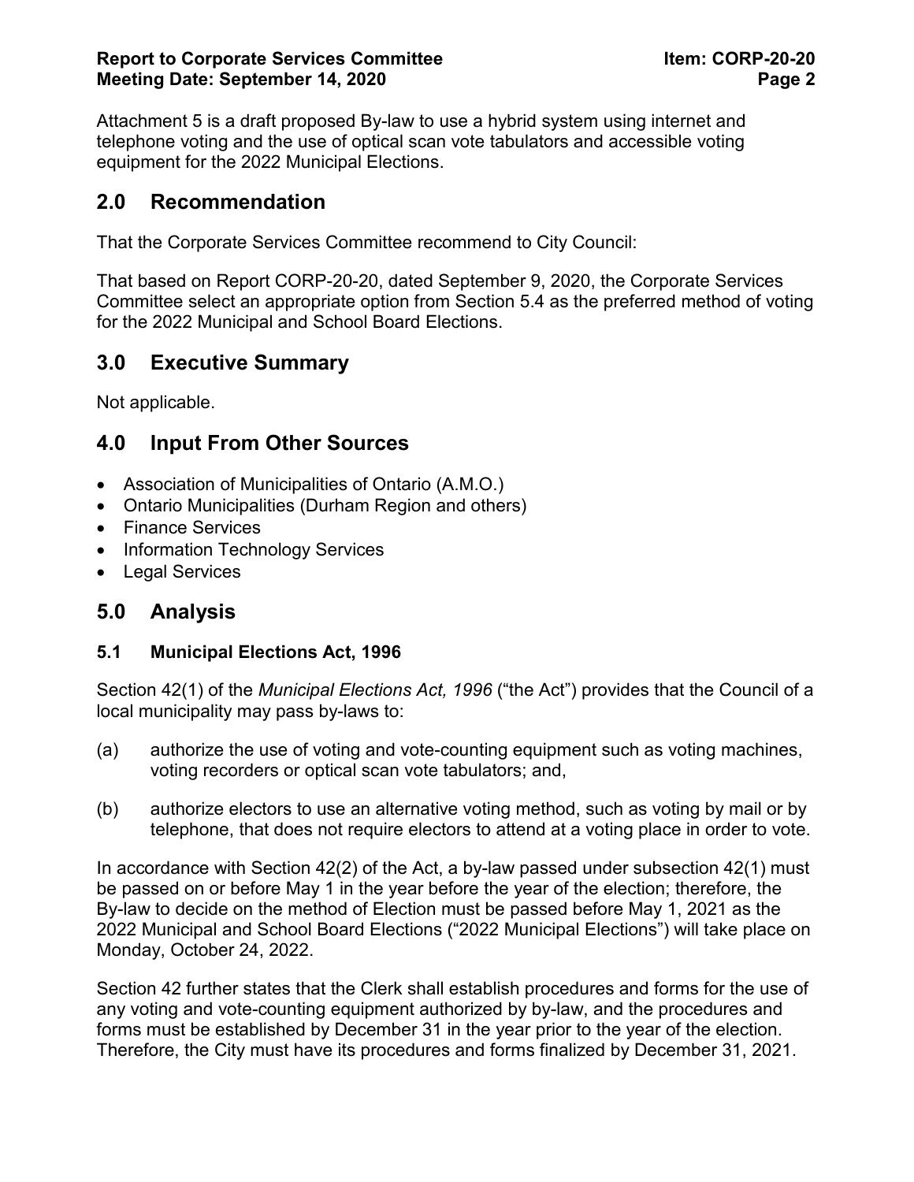Attachment 5 is a draft proposed By-law to use a hybrid system using internet and telephone voting and the use of optical scan vote tabulators and accessible voting equipment for the 2022 Municipal Elections.

## 2.0 Recommendation

That the Corporate Services Committee recommend to City Council:

That based on Report CORP-20-20, dated September 9, 2020, the Corporate Services Committee select an appropriate option from Section 5.4 as the preferred method of voting for the 2022 Municipal and School Board Elections.

## 3.0 Executive Summary

Not applicable.

## 4.0 Input From Other Sources

- Association of Municipalities of Ontario (A.M.O.)
- Ontario Municipalities (Durham Region and others)
- Finance Services
- Information Technology Services
- Legal Services

## 5.0 Analysis

### 5.1 Municipal Elections Act, 1996

Section 42(1) of the *Municipal Elections Act, 1996* ("the Act") provides that the Council of a local municipality may pass by-laws to:

(a) authorize the use of voting and vote-counting equipment such as voting machines, voting recorders or optical scan vote tabulators; and,

(b) authorize electors to use an alternative voting method, such as voting by mail or by telephone, that does not require electors to attend at a voting place in order to vote.

In accordance with Section 42(2) of the Act, a by-law passed under subsection 42(1) must be passed on or before May 1 in the year before the year of the election; therefore, the By-law to decide on the method of Election must be passed before May 1, 2021 as the 2022 Municipal and School Board Elections ("2022 Municipal Elections") will take place on Monday, October 24, 2022.

Section 42 further states that the Clerk shall establish procedures and forms for the use of any voting and vote-counting equipment authorized by by-law, and the procedures and forms must be established by December 31 in the year prior to the year of the election. Therefore, the City must have its procedures and forms finalized by December 31, 2021.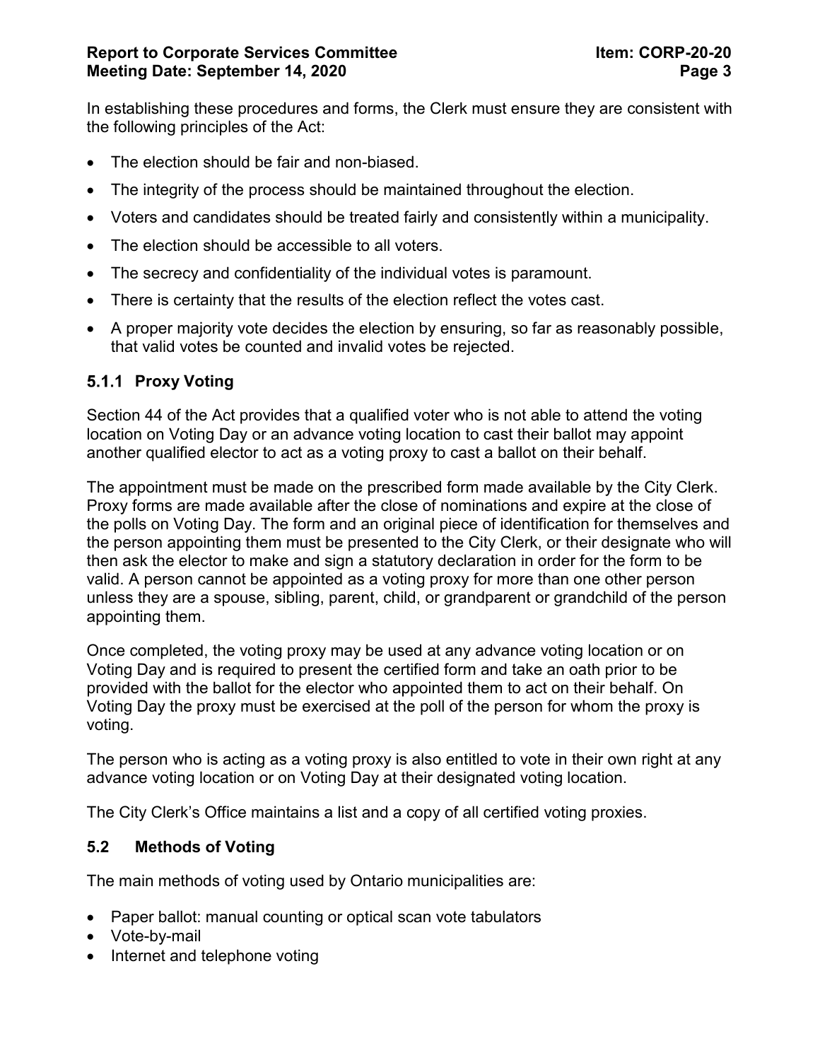In establishing these procedures and forms, the Clerk must ensure they are consistent with the following principles of the Act:

- The election should be fair and non-biased.
- The integrity of the process should be maintained throughout the election.
- Voters and candidates should be treated fairly and consistently within a municipality.
- The election should be accessible to all voters.
- The secrecy and confidentiality of the individual votes is paramount.
- There is certainty that the results of the election reflect the votes cast.
- A proper majority vote decides the election by ensuring, so far as reasonably possible, that valid votes be counted and invalid votes be rejected.

### 5.1.1 Proxy Voting

Section 44 of the Act provides that a qualified voter who is not able to attend the voting location on Voting Day or an advance voting location to cast their ballot may appoint another qualified elector to act as a voting proxy to cast a ballot on their behalf.

The appointment must be made on the prescribed form made available by the City Clerk. Proxy forms are made available after the close of nominations and expire at the close of the polls on Voting Day. The form and an original piece of identification for themselves and the person appointing them must be presented to the City Clerk, or their designate who will then ask the elector to make and sign a statutory declaration in order for the form to be valid. A person cannot be appointed as a voting proxy for more than one other person unless they are a spouse, sibling, parent, child, or grandparent or grandchild of the person appointing them.

Once completed, the voting proxy may be used at any advance voting location or on Voting Day and is required to present the certified form and take an oath prior to be provided with the ballot for the elector who appointed them to act on their behalf. On Voting Day the proxy must be exercised at the poll of the person for whom the proxy is voting.

The person who is acting as a voting proxy is also entitled to vote in their own right at any advance voting location or on Voting Day at their designated voting location.

The City Clerk's Office maintains a list and a copy of all certified voting proxies.

## 5.2 Methods of Voting

The main methods of voting used by Ontario municipalities are:

- Paper ballot: manual counting or optical scan vote tabulators
- Vote-by-mail
- Internet and telephone voting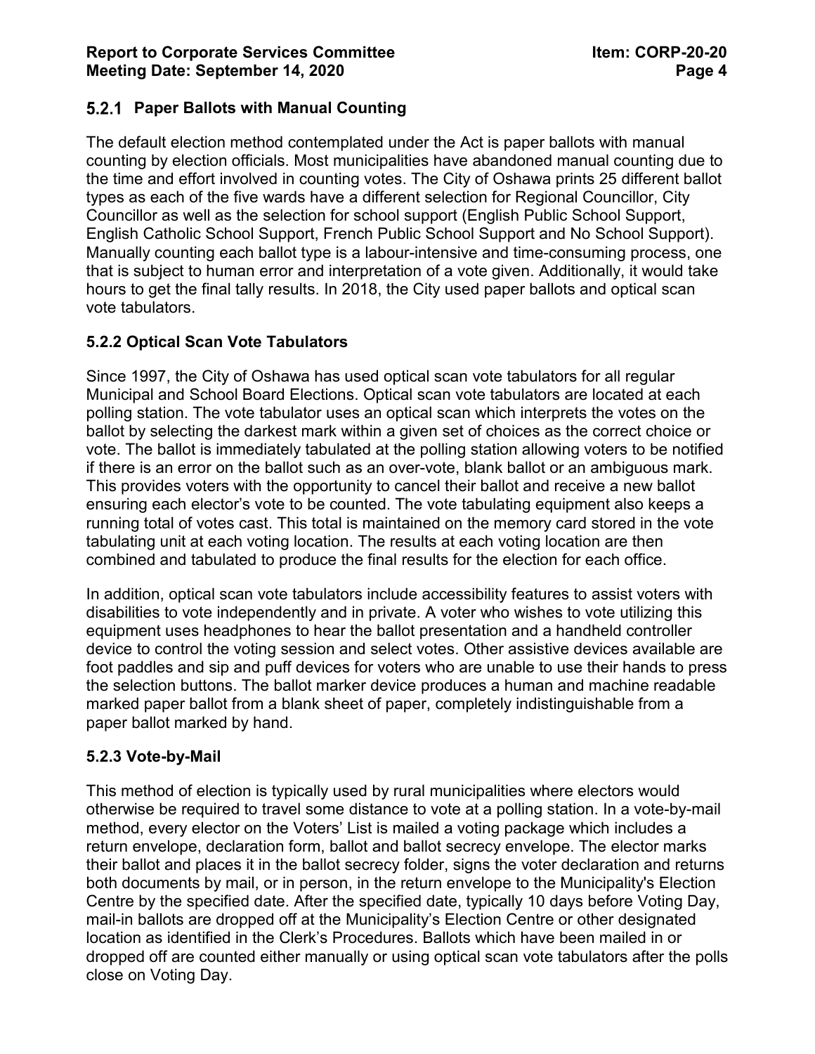### 5.2.1 Paper Ballots with Manual Counting

The default election method contemplated under the Act is paper ballots with manual counting by election officials. Most municipalities have abandoned manual counting due to the time and effort involved in counting votes. The City of Oshawa prints 25 different ballot types as each of the five wards have a different selection for Regional Councillor, City Councillor as well as the selection for school support (English Public School Support, English Catholic School Support, French Public School Support and No School Support). Manually counting each ballot type is a labour-intensive and time-consuming process, one that is subject to human error and interpretation of a vote given. Additionally, it would take hours to get the final tally results. In 2018, the City used paper ballots and optical scan vote tabulators.

### 5.2.2 Optical Scan Vote Tabulators

Since 1997, the City of Oshawa has used optical scan vote tabulators for all regular Municipal and School Board Elections. Optical scan vote tabulators are located at each polling station. The vote tabulator uses an optical scan which interprets the votes on the ballot by selecting the darkest mark within a given set of choices as the correct choice or vote. The ballot is immediately tabulated at the polling station allowing voters to be notified if there is an error on the ballot such as an over-vote, blank ballot or an ambiguous mark. This provides voters with the opportunity to cancel their ballot and receive a new ballot ensuring each elector's vote to be counted. The vote tabulating equipment also keeps a running total of votes cast. This total is maintained on the memory card stored in the vote tabulating unit at each voting location. The results at each voting location are then combined and tabulated to produce the final results for the election for each office.

In addition, optical scan vote tabulators include accessibility features to assist voters with disabilities to vote independently and in private. A voter who wishes to vote utilizing this equipment uses headphones to hear the ballot presentation and a handheld controller device to control the voting session and select votes. Other assistive devices available are foot paddles and sip and puff devices for voters who are unable to use their hands to press the selection buttons. The ballot marker device produces a human and machine readable marked paper ballot from a blank sheet of paper, completely indistinguishable from a paper ballot marked by hand.

### 5.2.3 Vote-by-Mail

This method of election is typically used by rural municipalities where electors would otherwise be required to travel some distance to vote at a polling station. In a vote-by-mail method, every elector on the Voters' List is mailed a voting package which includes a return envelope, declaration form, ballot and ballot secrecy envelope. The elector marks their ballot and places it in the ballot secrecy folder, signs the voter declaration and returns both documents by mail, or in person, in the return envelope to the Municipality's Election Centre by the specified date. After the specified date, typically 10 days before Voting Day, mail-in ballots are dropped off at the Municipality's Election Centre or other designated location as identified in the Clerk's Procedures. Ballots which have been mailed in or dropped off are counted either manually or using optical scan vote tabulators after the polls close on Voting Day.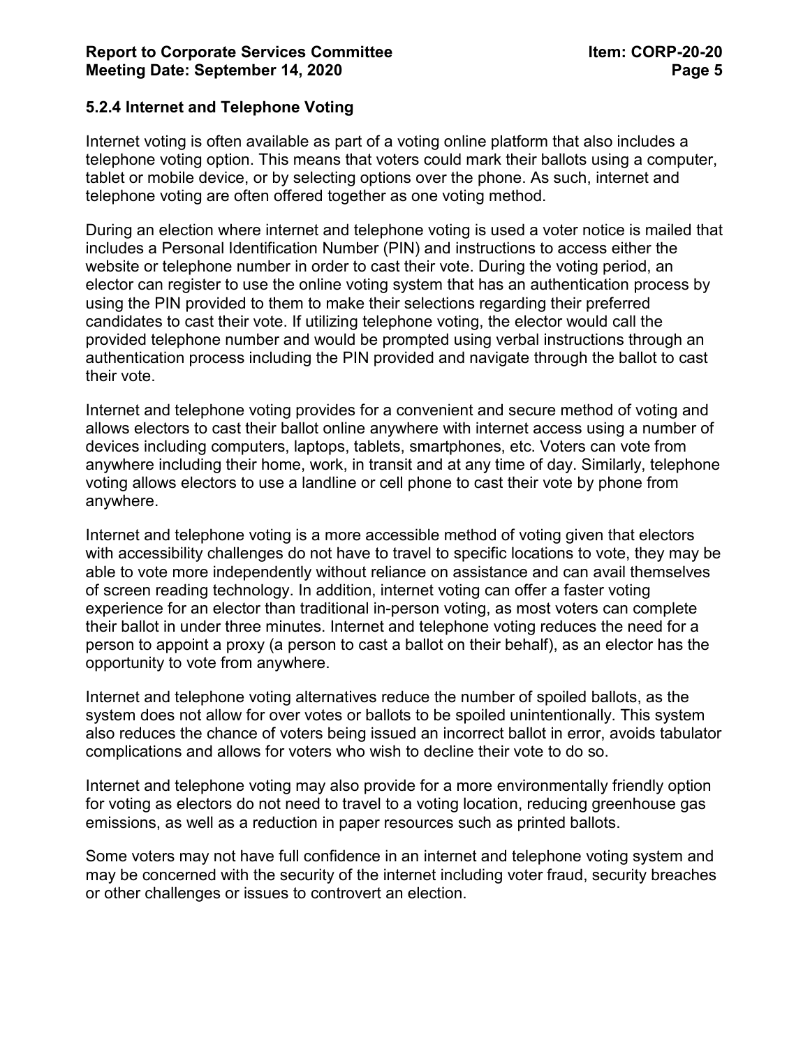### 5.2.4 Internet and Telephone Voting

Internet voting is often available as part of a voting online platform that also includes a telephone voting option. This means that voters could mark their ballots using a computer, tablet or mobile device, or by selecting options over the phone. As such, internet and telephone voting are often offered together as one voting method.

During an election where internet and telephone voting is used a voter notice is mailed that includes a Personal Identification Number (PIN) and instructions to access either the website or telephone number in order to cast their vote. During the voting period, an elector can register to use the online voting system that has an authentication process by using the PIN provided to them to make their selections regarding their preferred candidates to cast their vote. If utilizing telephone voting, the elector would call the provided telephone number and would be prompted using verbal instructions through an authentication process including the PIN provided and navigate through the ballot to cast their vote.

Internet and telephone voting provides for a convenient and secure method of voting and allows electors to cast their ballot online anywhere with internet access using a number of devices including computers, laptops, tablets, smartphones, etc. Voters can vote from anywhere including their home, work, in transit and at any time of day. Similarly, telephone voting allows electors to use a landline or cell phone to cast their vote by phone from anywhere.

Internet and telephone voting is a more accessible method of voting given that electors with accessibility challenges do not have to travel to specific locations to vote, they may be able to vote more independently without reliance on assistance and can avail themselves of screen reading technology. In addition, internet voting can offer a faster voting experience for an elector than traditional in-person voting, as most voters can complete their ballot in under three minutes. Internet and telephone voting reduces the need for a person to appoint a proxy (a person to cast a ballot on their behalf), as an elector has the opportunity to vote from anywhere.

Internet and telephone voting alternatives reduce the number of spoiled ballots, as the system does not allow for over votes or ballots to be spoiled unintentionally. This system also reduces the chance of voters being issued an incorrect ballot in error, avoids tabulator complications and allows for voters who wish to decline their vote to do so.

Internet and telephone voting may also provide for a more environmentally friendly option for voting as electors do not need to travel to a voting location, reducing greenhouse gas emissions, as well as a reduction in paper resources such as printed ballots.

Some voters may not have full confidence in an internet and telephone voting system and may be concerned with the security of the internet including voter fraud, security breaches or other challenges or issues to controvert an election.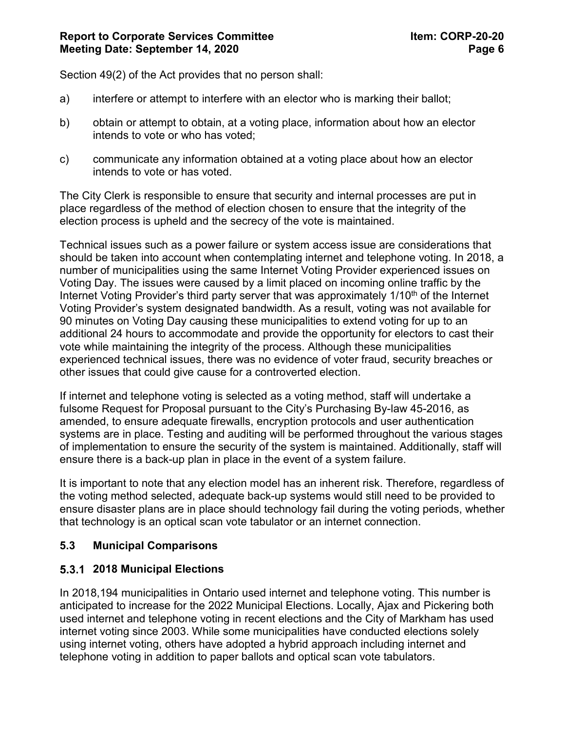Section 49(2) of the Act provides that no person shall:

a) interfere or attempt to interfere with an elector who is marking their ballot;

b) obtain or attempt to obtain, at a voting place, information about how an elector intends to vote or who has voted;

c) communicate any information obtained at a voting place about how an elector intends to vote or has voted.

The City Clerk is responsible to ensure that security and internal processes are put in place regardless of the method of election chosen to ensure that the integrity of the election process is upheld and the secrecy of the vote is maintained.

Technical issues such as a power failure or system access issue are considerations that should be taken into account when contemplating internet and telephone voting. In 2018, a number of municipalities using the same Internet Voting Provider experienced issues on Voting Day. The issues were caused by a limit placed on incoming online traffic by the Internet Voting Provider's third party server that was approximately 1/10th of the Internet Voting Provider's system designated bandwidth. As a result, voting was not available for 90 minutes on Voting Day causing these municipalities to extend voting for up to an additional 24 hours to accommodate and provide the opportunity for electors to cast their vote while maintaining the integrity of the process. Although these municipalities experienced technical issues, there was no evidence of voter fraud, security breaches or other issues that could give cause for a controverted election.

If internet and telephone voting is selected as a voting method, staff will undertake a fulsome Request for Proposal pursuant to the City's Purchasing By-law 45-2016, as amended, to ensure adequate firewalls, encryption protocols and user authentication systems are in place. Testing and auditing will be performed throughout the various stages of implementation to ensure the security of the system is maintained. Additionally, staff will ensure there is a back-up plan in place in the event of a system failure.

It is important to note that any election model has an inherent risk. Therefore, regardless of the voting method selected, adequate back-up systems would still need to be provided to ensure disaster plans are in place should technology fail during the voting periods, whether that technology is an optical scan vote tabulator or an internet connection.

## 5.3 Municipal Comparisons

### 5.3.1 2018 Municipal Elections

In 2018,194 municipalities in Ontario used internet and telephone voting. This number is anticipated to increase for the 2022 Municipal Elections. Locally, Ajax and Pickering both used internet and telephone voting in recent elections and the City of Markham has used internet voting since 2003. While some municipalities have conducted elections solely using internet voting, others have adopted a hybrid approach including internet and telephone voting in addition to paper ballots and optical scan vote tabulators.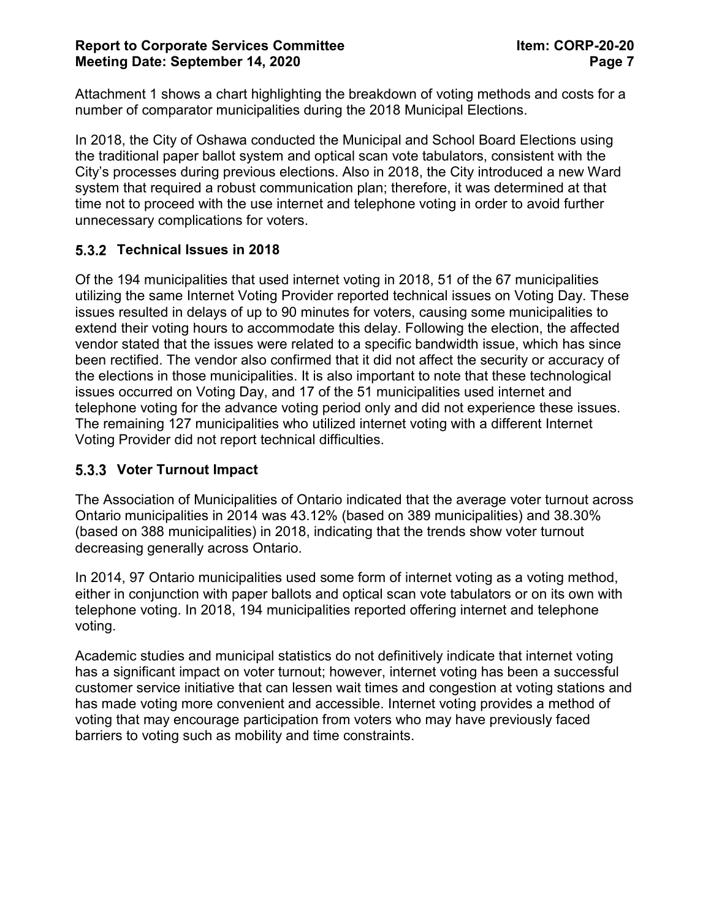Attachment 1 shows a chart highlighting the breakdown of voting methods and costs for a number of comparator municipalities during the 2018 Municipal Elections.

In 2018, the City of Oshawa conducted the Municipal and School Board Elections using the traditional paper ballot system and optical scan vote tabulators, consistent with the City's processes during previous elections. Also in 2018, the City introduced a new Ward system that required a robust communication plan; therefore, it was determined at that time not to proceed with the use internet and telephone voting in order to avoid further unnecessary complications for voters.

### 5.3.2 Technical Issues in 2018

Of the 194 municipalities that used internet voting in 2018, 51 of the 67 municipalities utilizing the same Internet Voting Provider reported technical issues on Voting Day. These issues resulted in delays of up to 90 minutes for voters, causing some municipalities to extend their voting hours to accommodate this delay. Following the election, the affected vendor stated that the issues were related to a specific bandwidth issue, which has since been rectified. The vendor also confirmed that it did not affect the security or accuracy of the elections in those municipalities. It is also important to note that these technological issues occurred on Voting Day, and 17 of the 51 municipalities used internet and telephone voting for the advance voting period only and did not experience these issues. The remaining 127 municipalities who utilized internet voting with a different Internet Voting Provider did not report technical difficulties.

### 5.3.3 Voter Turnout Impact

The Association of Municipalities of Ontario indicated that the average voter turnout across Ontario municipalities in 2014 was 43.12% (based on 389 municipalities) and 38.30% (based on 388 municipalities) in 2018, indicating that the trends show voter turnout decreasing generally across Ontario.

In 2014, 97 Ontario municipalities used some form of internet voting as a voting method, either in conjunction with paper ballots and optical scan vote tabulators or on its own with telephone voting. In 2018, 194 municipalities reported offering internet and telephone voting.

Academic studies and municipal statistics do not definitively indicate that internet voting has a significant impact on voter turnout; however, internet voting has been a successful customer service initiative that can lessen wait times and congestion at voting stations and has made voting more convenient and accessible. Internet voting provides a method of voting that may encourage participation from voters who may have previously faced barriers to voting such as mobility and time constraints.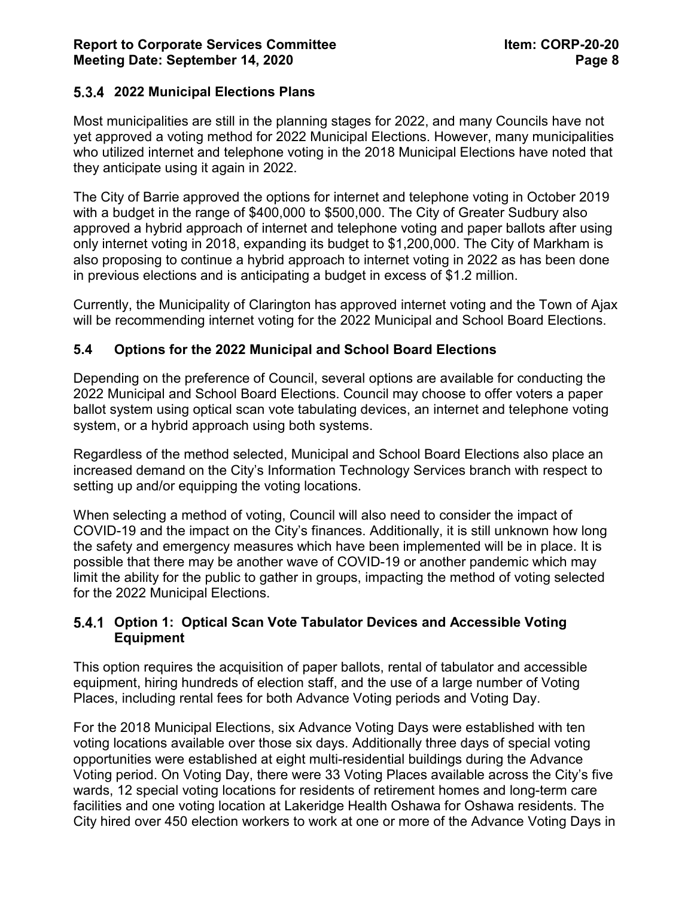### 5.3.4 2022 Municipal Elections Plans

Most municipalities are still in the planning stages for 2022, and many Councils have not yet approved a voting method for 2022 Municipal Elections. However, many municipalities who utilized internet and telephone voting in the 2018 Municipal Elections have noted that they anticipate using it again in 2022.

The City of Barrie approved the options for internet and telephone voting in October 2019 with a budget in the range of $400,000 to $500,000. The City of Greater Sudbury also approved a hybrid approach of internet and telephone voting and paper ballots after using only internet voting in 2018, expanding its budget to $1,200,000. The City of Markham is also proposing to continue a hybrid approach to internet voting in 2022 as has been done in previous elections and is anticipating a budget in excess of $1.2 million.

Currently, the Municipality of Clarington has approved internet voting and the Town of Ajax will be recommending internet voting for the 2022 Municipal and School Board Elections.

## 5.4 Options for the 2022 Municipal and School Board Elections

Depending on the preference of Council, several options are available for conducting the 2022 Municipal and School Board Elections. Council may choose to offer voters a paper ballot system using optical scan vote tabulating devices, an internet and telephone voting system, or a hybrid approach using both systems.

Regardless of the method selected, Municipal and School Board Elections also place an increased demand on the City's Information Technology Services branch with respect to setting up and/or equipping the voting locations.

When selecting a method of voting, Council will also need to consider the impact of COVID-19 and the impact on the City's finances. Additionally, it is still unknown how long the safety and emergency measures which have been implemented will be in place. It is possible that there may be another wave of COVID-19 or another pandemic which may limit the ability for the public to gather in groups, impacting the method of voting selected for the 2022 Municipal Elections.

### 5.4.1 Option 1: Optical Scan Vote Tabulator Devices and Accessible Voting Equipment

This option requires the acquisition of paper ballots, rental of tabulator and accessible equipment, hiring hundreds of election staff, and the use of a large number of Voting Places, including rental fees for both Advance Voting periods and Voting Day.

For the 2018 Municipal Elections, six Advance Voting Days were established with ten voting locations available over those six days. Additionally three days of special voting opportunities were established at eight multi-residential buildings during the Advance Voting period. On Voting Day, there were 33 Voting Places available across the City's five wards, 12 special voting locations for residents of retirement homes and long-term care facilities and one voting location at Lakeridge Health Oshawa for Oshawa residents. The City hired over 450 election workers to work at one or more of the Advance Voting Days in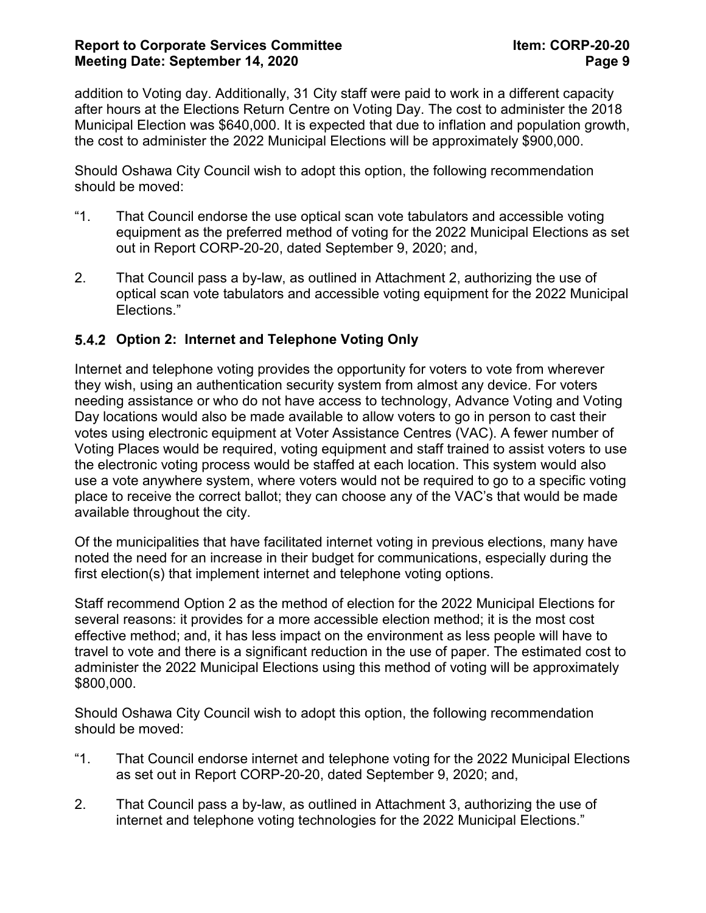addition to Voting day. Additionally, 31 City staff were paid to work in a different capacity after hours at the Elections Return Centre on Voting Day. The cost to administer the 2018 Municipal Election was $640,000. It is expected that due to inflation and population growth, the cost to administer the 2022 Municipal Elections will be approximately $900,000.

Should Oshawa City Council wish to adopt this option, the following recommendation should be moved:

"1. That Council endorse the use optical scan vote tabulators and accessible voting equipment as the preferred method of voting for the 2022 Municipal Elections as set out in Report CORP-20-20, dated September 9, 2020; and,

2. That Council pass a by-law, as outlined in Attachment 2, authorizing the use of optical scan vote tabulators and accessible voting equipment for the 2022 Municipal Elections."

#### 5.4.2 Option 2: Internet and Telephone Voting Only

Internet and telephone voting provides the opportunity for voters to vote from wherever they wish, using an authentication security system from almost any device. For voters needing assistance or who do not have access to technology, Advance Voting and Voting Day locations would also be made available to allow voters to go in person to cast their votes using electronic equipment at Voter Assistance Centres (VAC). A fewer number of Voting Places would be required, voting equipment and staff trained to assist voters to use the electronic voting process would be staffed at each location. This system would also use a vote anywhere system, where voters would not be required to go to a specific voting place to receive the correct ballot; they can choose any of the VAC's that would be made available throughout the city.

Of the municipalities that have facilitated internet voting in previous elections, many have noted the need for an increase in their budget for communications, especially during the first election(s) that implement internet and telephone voting options.

Staff recommend Option 2 as the method of election for the 2022 Municipal Elections for several reasons: it provides for a more accessible election method; it is the most cost effective method; and, it has less impact on the environment as less people will have to travel to vote and there is a significant reduction in the use of paper. The estimated cost to administer the 2022 Municipal Elections using this method of voting will be approximately $800,000.

Should Oshawa City Council wish to adopt this option, the following recommendation should be moved:

"1. That Council endorse internet and telephone voting for the 2022 Municipal Elections as set out in Report CORP-20-20, dated September 9, 2020; and,

2. That Council pass a by-law, as outlined in Attachment 3, authorizing the use of internet and telephone voting technologies for the 2022 Municipal Elections."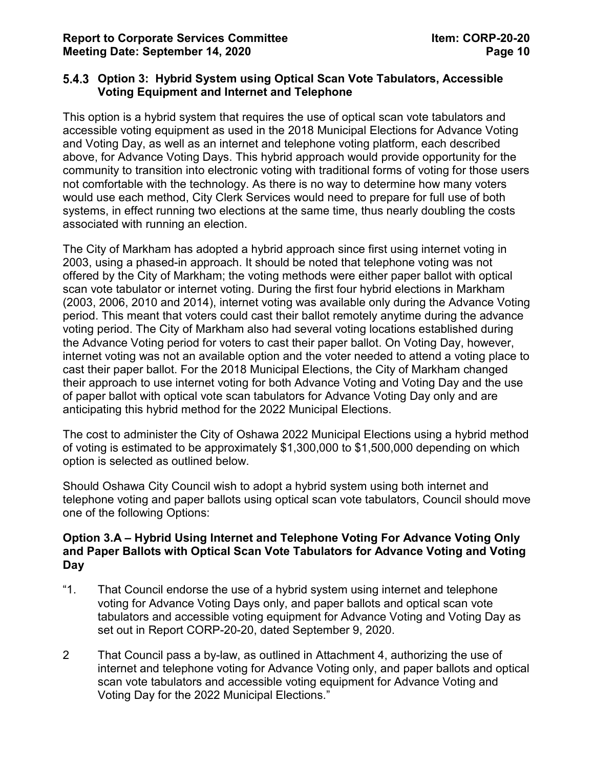### 5.4.3 Option 3: Hybrid System using Optical Scan Vote Tabulators, Accessible Voting Equipment and Internet and Telephone

This option is a hybrid system that requires the use of optical scan vote tabulators and accessible voting equipment as used in the 2018 Municipal Elections for Advance Voting and Voting Day, as well as an internet and telephone voting platform, each described above, for Advance Voting Days. This hybrid approach would provide opportunity for the community to transition into electronic voting with traditional forms of voting for those users not comfortable with the technology. As there is no way to determine how many voters would use each method, City Clerk Services would need to prepare for full use of both systems, in effect running two elections at the same time, thus nearly doubling the costs associated with running an election.

The City of Markham has adopted a hybrid approach since first using internet voting in 2003, using a phased-in approach. It should be noted that telephone voting was not offered by the City of Markham; the voting methods were either paper ballot with optical scan vote tabulator or internet voting. During the first four hybrid elections in Markham (2003, 2006, 2010 and 2014), internet voting was available only during the Advance Voting period. This meant that voters could cast their ballot remotely anytime during the advance voting period. The City of Markham also had several voting locations established during the Advance Voting period for voters to cast their paper ballot. On Voting Day, however, internet voting was not an available option and the voter needed to attend a voting place to cast their paper ballot. For the 2018 Municipal Elections, the City of Markham changed their approach to use internet voting for both Advance Voting and Voting Day and the use of paper ballot with optical vote scan tabulators for Advance Voting Day only and are anticipating this hybrid method for the 2022 Municipal Elections.

The cost to administer the City of Oshawa 2022 Municipal Elections using a hybrid method of voting is estimated to be approximately $1,300,000 to $1,500,000 depending on which option is selected as outlined below.

Should Oshawa City Council wish to adopt a hybrid system using both internet and telephone voting and paper ballots using optical scan vote tabulators, Council should move one of the following Options:

**Option 3.A – Hybrid Using Internet and Telephone Voting For Advance Voting Only and Paper Ballots with Optical Scan Vote Tabulators for Advance Voting and Voting Day**

"1. That Council endorse the use of a hybrid system using internet and telephone voting for Advance Voting Days only, and paper ballots and optical scan vote tabulators and accessible voting equipment for Advance Voting and Voting Day as set out in Report CORP-20-20, dated September 9, 2020.

2 That Council pass a by-law, as outlined in Attachment 4, authorizing the use of internet and telephone voting for Advance Voting only, and paper ballots and optical scan vote tabulators and accessible voting equipment for Advance Voting and Voting Day for the 2022 Municipal Elections."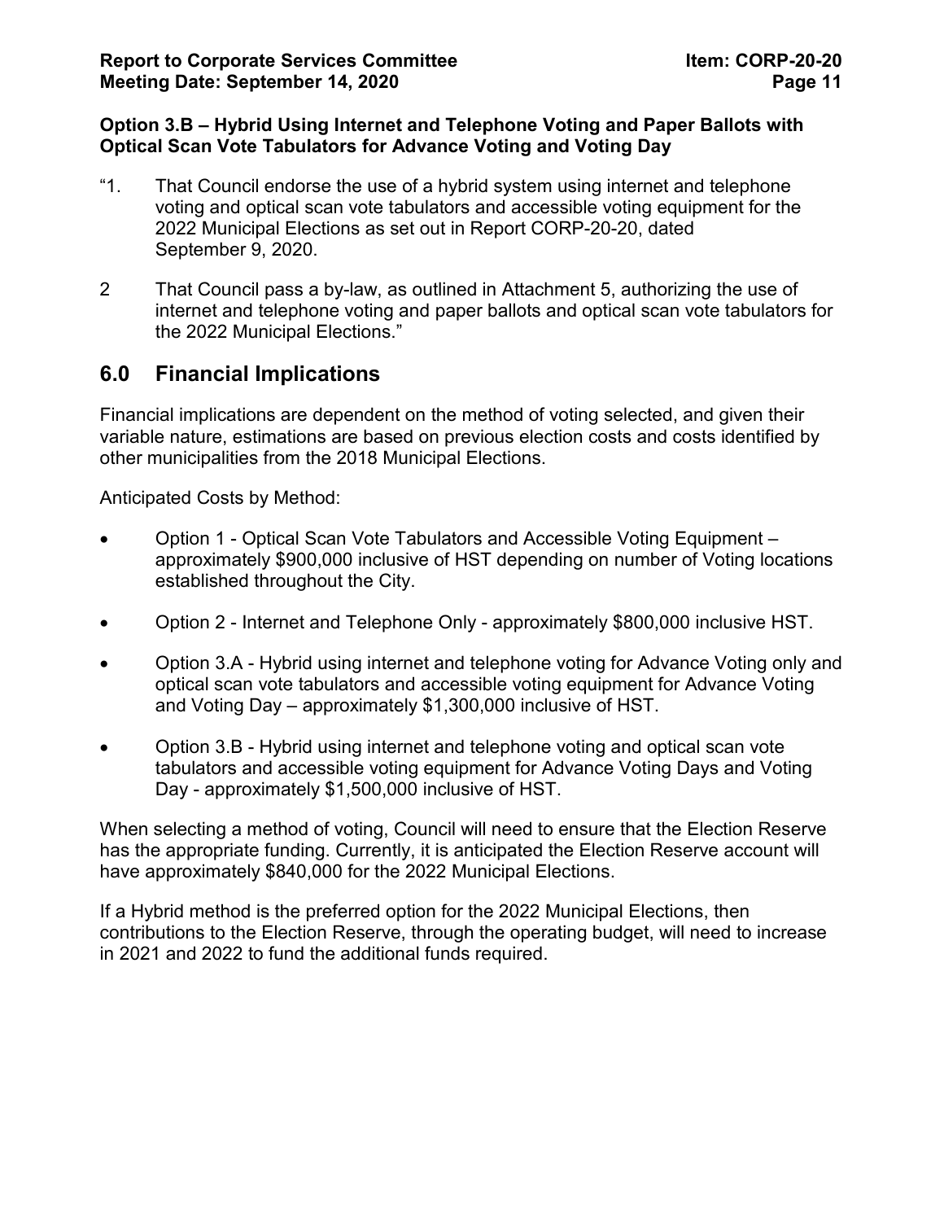**Option 3.B – Hybrid Using Internet and Telephone Voting and Paper Ballots with Optical Scan Vote Tabulators for Advance Voting and Voting Day**

"1. That Council endorse the use of a hybrid system using internet and telephone voting and optical scan vote tabulators and accessible voting equipment for the 2022 Municipal Elections as set out in Report CORP-20-20, dated September 9, 2020.

2 That Council pass a by-law, as outlined in Attachment 5, authorizing the use of internet and telephone voting and paper ballots and optical scan vote tabulators for the 2022 Municipal Elections."

## 6.0 Financial Implications

Financial implications are dependent on the method of voting selected, and given their variable nature, estimations are based on previous election costs and costs identified by other municipalities from the 2018 Municipal Elections.

Anticipated Costs by Method:

- Option 1 - Optical Scan Vote Tabulators and Accessible Voting Equipment – approximately $900,000 inclusive of HST depending on number of Voting locations established throughout the City.
- Option 2 - Internet and Telephone Only - approximately $800,000 inclusive HST.
- Option 3.A - Hybrid using internet and telephone voting for Advance Voting only and optical scan vote tabulators and accessible voting equipment for Advance Voting and Voting Day – approximately $1,300,000 inclusive of HST.
- Option 3.B - Hybrid using internet and telephone voting and optical scan vote tabulators and accessible voting equipment for Advance Voting Days and Voting Day - approximately $1,500,000 inclusive of HST.

When selecting a method of voting, Council will need to ensure that the Election Reserve has the appropriate funding. Currently, it is anticipated the Election Reserve account will have approximately $840,000 for the 2022 Municipal Elections.

If a Hybrid method is the preferred option for the 2022 Municipal Elections, then contributions to the Election Reserve, through the operating budget, will need to increase in 2021 and 2022 to fund the additional funds required.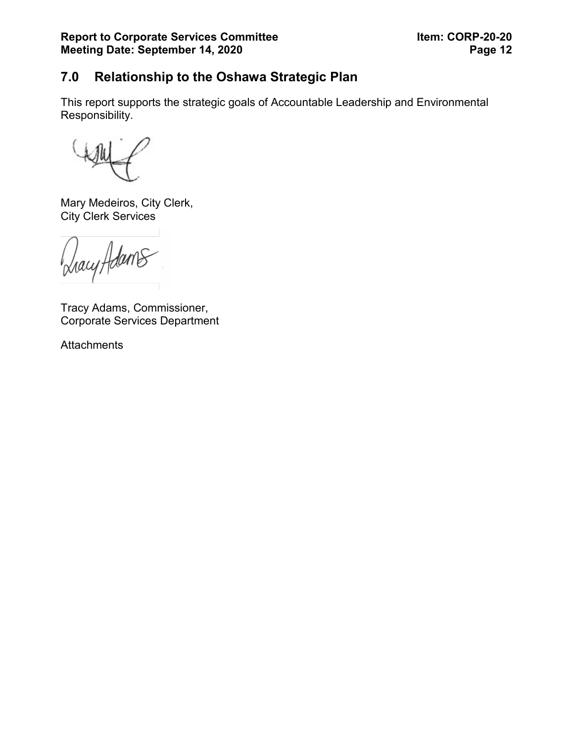## 7.0 Relationship to the Oshawa Strategic Plan

This report supports the strategic goals of Accountable Leadership and Environmental Responsibility.

Mary Medeiros, City Clerk,
City Clerk Services

Tracy Adams, Commissioner,
Corporate Services Department

Attachments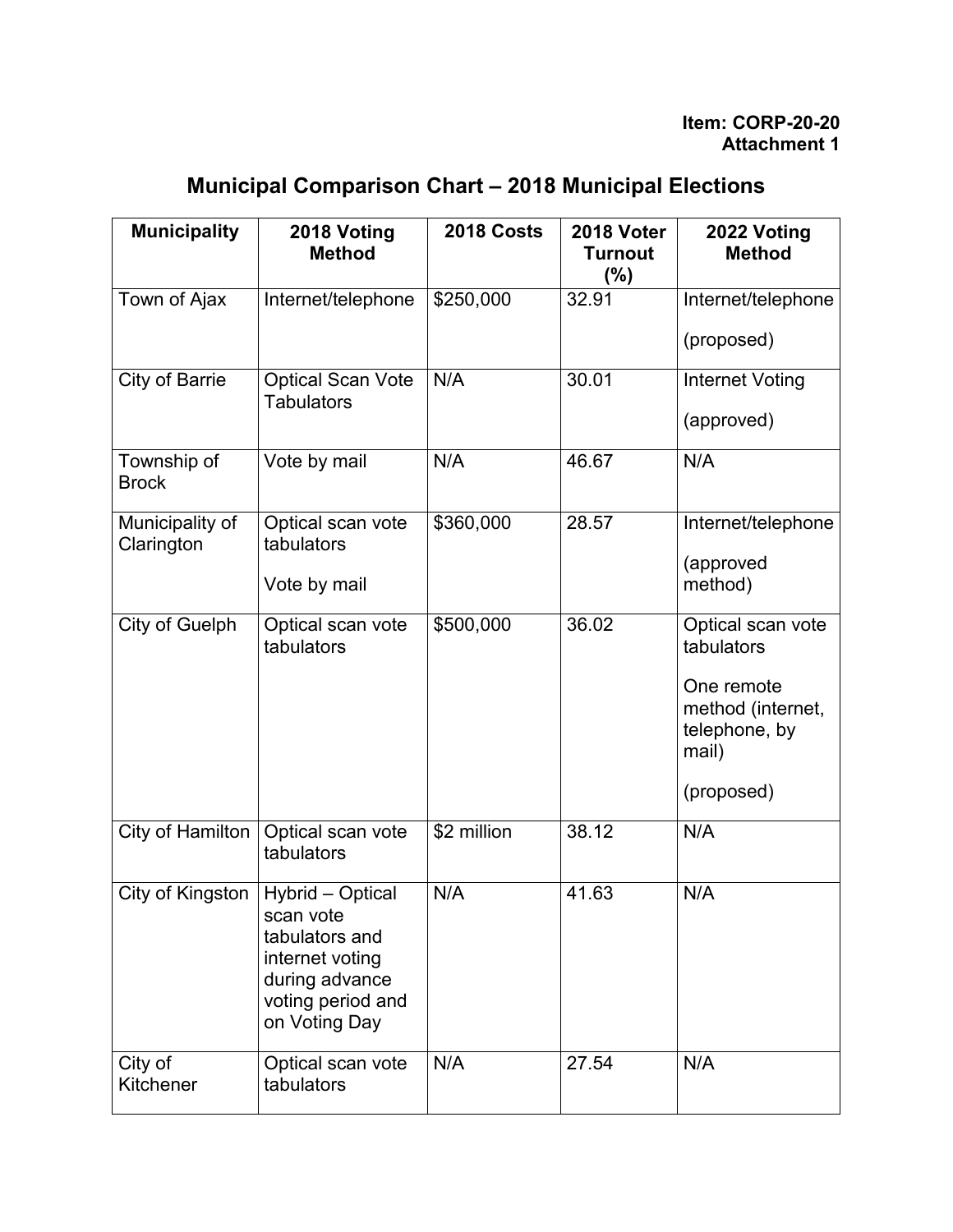**Item: CORP-20-20**
**Attachment 1**

# Municipal Comparison Chart – 2018 Municipal Elections

| Municipality | 2018 Voting Method | 2018 Costs | 2018 Voter Turnout (%) | 2022 Voting Method |
|---|---|---|---|---|
| Town of Ajax | Internet/telephone | $250,000 | 32.91 | Internet/telephone (proposed) |
| City of Barrie | Optical Scan Vote Tabulators | N/A | 30.01 | Internet Voting (approved) |
| Township of Brock | Vote by mail | N/A | 46.67 | N/A |
| Municipality of Clarington | Optical scan vote tabulators Vote by mail | $360,000 | 28.57 | Internet/telephone (approved method) |
| City of Guelph | Optical scan vote tabulators | $500,000 | 36.02 | Optical scan vote tabulators One remote method (internet, telephone, by mail) (proposed) |
| City of Hamilton | Optical scan vote tabulators | $2 million | 38.12 | N/A |
| City of Kingston | Hybrid – Optical scan vote tabulators and internet voting during advance voting period and on Voting Day | N/A | 41.63 | N/A |
| City of Kitchener | Optical scan vote tabulators | N/A | 27.54 | N/A |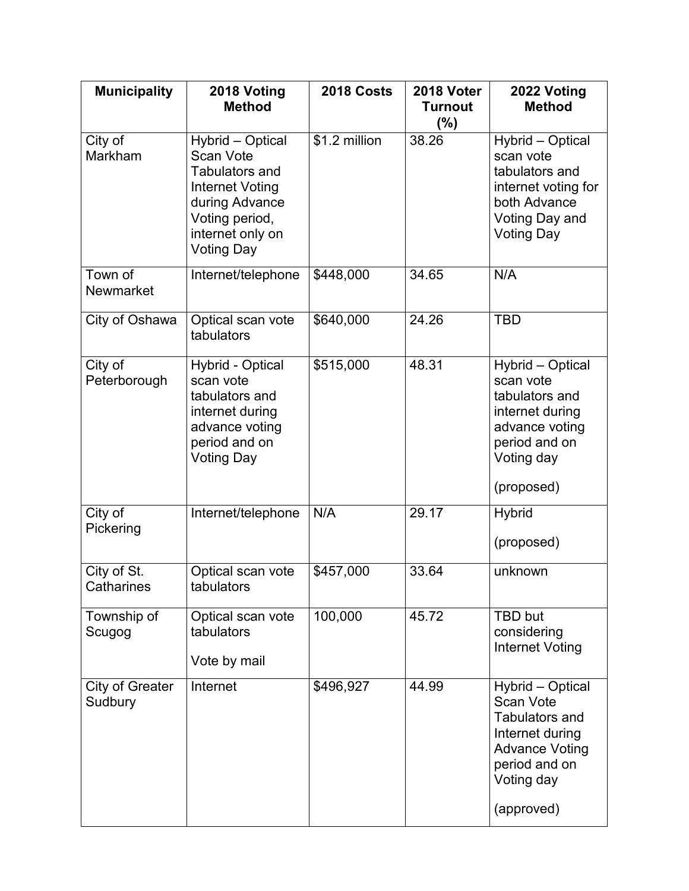| Municipality | 2018 Voting Method | 2018 Costs | 2018 Voter Turnout (%) | 2022 Voting Method |
|---|---|---|---|---|
| City of Markham | Hybrid – Optical Scan Vote Tabulators and Internet Voting during Advance Voting period, internet only on Voting Day | $1.2 million | 38.26 | Hybrid – Optical scan vote tabulators and internet voting for both Advance Voting Day and Voting Day |
| Town of Newmarket | Internet/telephone | $448,000 | 34.65 | N/A |
| City of Oshawa | Optical scan vote tabulators | $640,000 | 24.26 | TBD |
| City of Peterborough | Hybrid - Optical scan vote tabulators and internet during advance voting period and on Voting Day | $515,000 | 48.31 | Hybrid – Optical scan vote tabulators and internet during advance voting period and on Voting day (proposed) |
| City of Pickering | Internet/telephone | N/A | 29.17 | Hybrid (proposed) |
| City of St. Catharines | Optical scan vote tabulators | $457,000 | 33.64 | unknown |
| Township of Scugog | Optical scan vote tabulators Vote by mail | 100,000 | 45.72 | TBD but considering Internet Voting |
| City of Greater Sudbury | Internet | $496,927 | 44.99 | Hybrid – Optical Scan Vote Tabulators and Internet during Advance Voting period and on Voting day (approved) |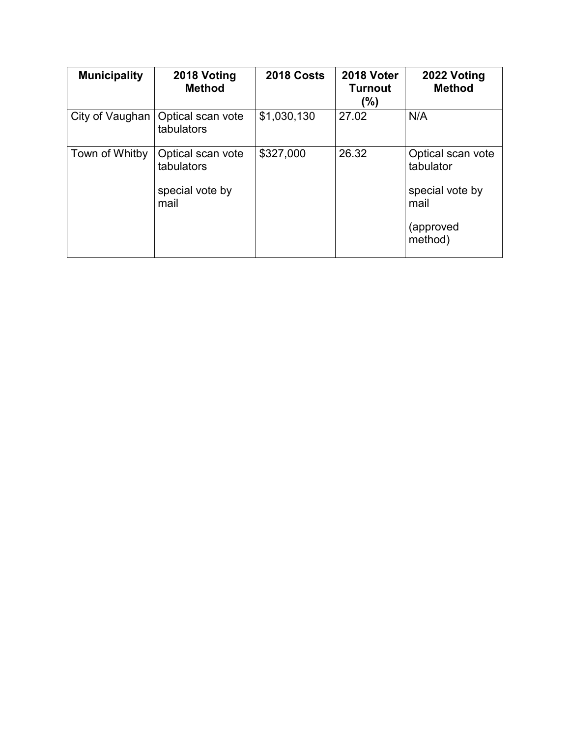| Municipality | 2018 Voting Method | 2018 Costs | 2018 Voter Turnout (%) | 2022 Voting Method |
|---|---|---|---|---|
| City of Vaughan | Optical scan vote tabulators | $1,030,130 | 27.02 | N/A |
| Town of Whitby | Optical scan vote tabulators<br><br>special vote by mail | $327,000 | 26.32 | Optical scan vote tabulator<br><br>special vote by mail<br><br>(approved method) |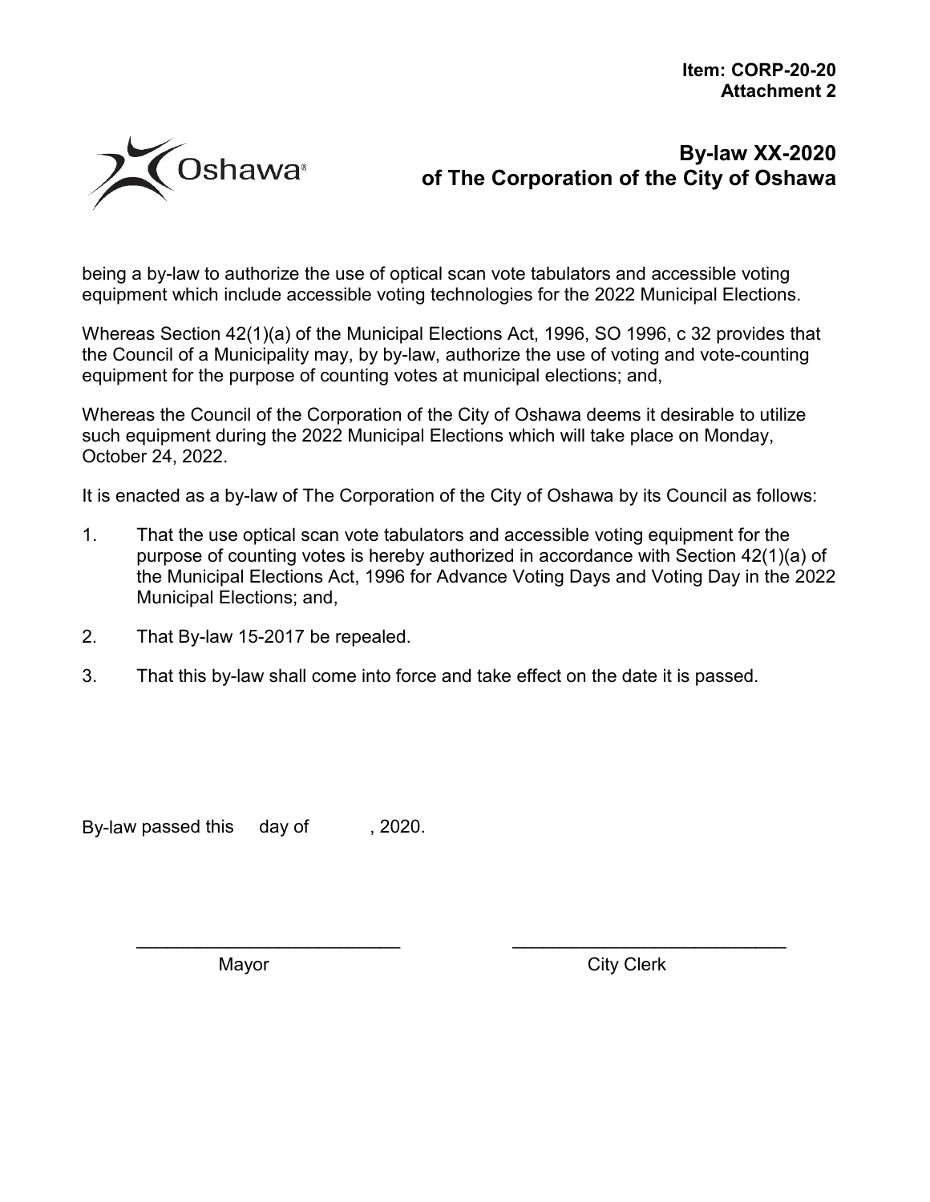**Item: CORP-20-20**
**Attachment 2**

# By-law XX-2020 of The Corporation of the City of Oshawa

being a by-law to authorize the use of optical scan vote tabulators and accessible voting equipment which include accessible voting technologies for the 2022 Municipal Elections.

Whereas Section 42(1)(a) of the Municipal Elections Act, 1996, SO 1996, c 32 provides that the Council of a Municipality may, by by-law, authorize the use of voting and vote-counting equipment for the purpose of counting votes at municipal elections; and,

Whereas the Council of the Corporation of the City of Oshawa deems it desirable to utilize such equipment during the 2022 Municipal Elections which will take place on Monday, October 24, 2022.

It is enacted as a by-law of The Corporation of the City of Oshawa by its Council as follows:

1. That the use optical scan vote tabulators and accessible voting equipment for the purpose of counting votes is hereby authorized in accordance with Section 42(1)(a) of the Municipal Elections Act, 1996 for Advance Voting Days and Voting Day in the 2022 Municipal Elections; and,
2. That By-law 15-2017 be repealed.
3. That this by-law shall come into force and take effect on the date it is passed.

By-law passed this day of , 2020.

___________________________ Mayor

___________________________ City Clerk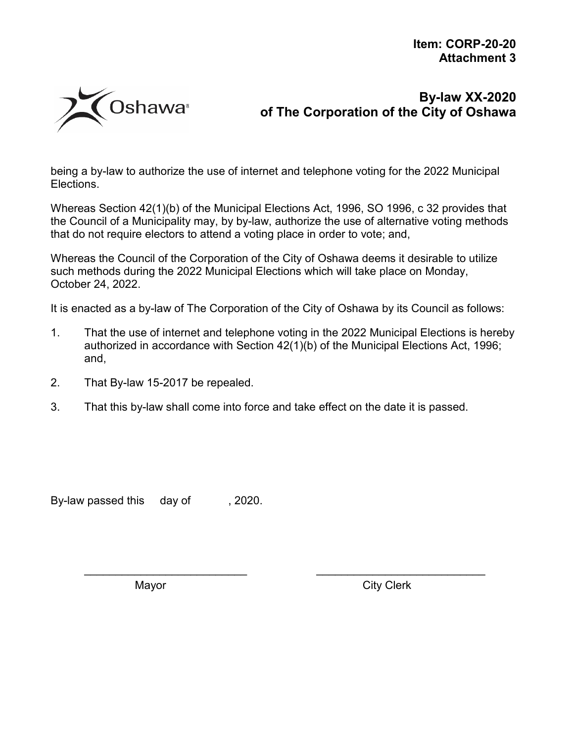**Item: CORP-20-20**
**Attachment 3**

# By-law XX-2020 of The Corporation of the City of Oshawa

being a by-law to authorize the use of internet and telephone voting for the 2022 Municipal Elections.

Whereas Section 42(1)(b) of the Municipal Elections Act, 1996, SO 1996, c 32 provides that the Council of a Municipality may, by by-law, authorize the use of alternative voting methods that do not require electors to attend a voting place in order to vote; and,

Whereas the Council of the Corporation of the City of Oshawa deems it desirable to utilize such methods during the 2022 Municipal Elections which will take place on Monday, October 24, 2022.

It is enacted as a by-law of The Corporation of the City of Oshawa by its Council as follows:

1. That the use of internet and telephone voting in the 2022 Municipal Elections is hereby authorized in accordance with Section 42(1)(b) of the Municipal Elections Act, 1996; and,
2. That By-law 15-2017 be repealed.
3. That this by-law shall come into force and take effect on the date it is passed.

By-law passed this day of , 2020.

\_\_\_\_\_\_\_\_\_\_\_\_\_\_\_\_\_\_\_\_\_\_\_\_\_\_\_ Mayor

\_\_\_\_\_\_\_\_\_\_\_\_\_\_\_\_\_\_\_\_\_\_\_\_\_\_\_ City Clerk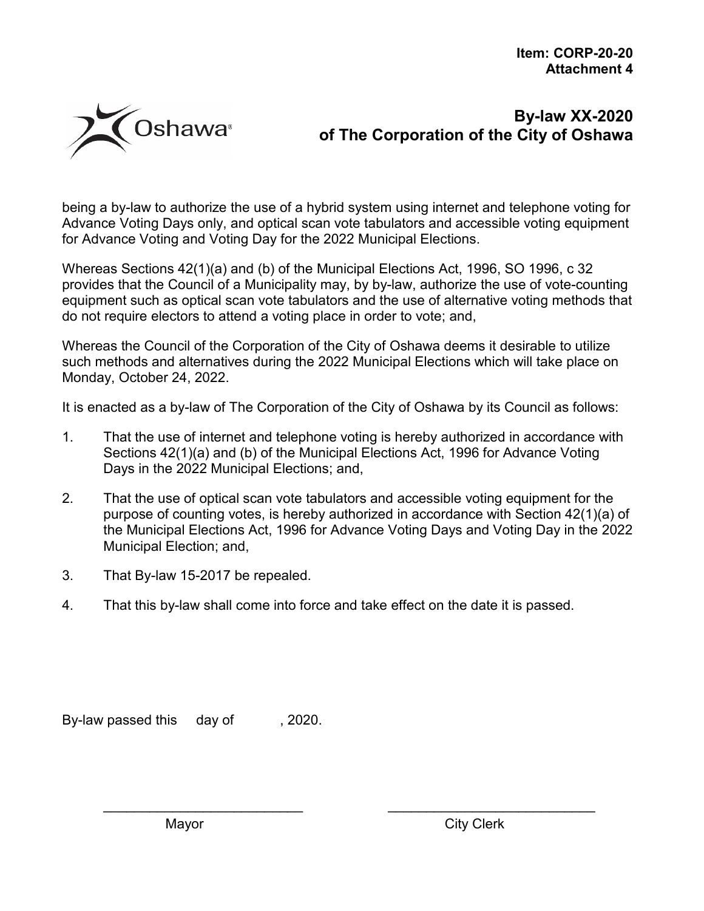**Item: CORP-20-20**
**Attachment 4**

# By-law XX-2020 of The Corporation of the City of Oshawa

being a by-law to authorize the use of a hybrid system using internet and telephone voting for Advance Voting Days only, and optical scan vote tabulators and accessible voting equipment for Advance Voting and Voting Day for the 2022 Municipal Elections.

Whereas Sections 42(1)(a) and (b) of the Municipal Elections Act, 1996, SO 1996, c 32 provides that the Council of a Municipality may, by by-law, authorize the use of vote-counting equipment such as optical scan vote tabulators and the use of alternative voting methods that do not require electors to attend a voting place in order to vote; and,

Whereas the Council of the Corporation of the City of Oshawa deems it desirable to utilize such methods and alternatives during the 2022 Municipal Elections which will take place on Monday, October 24, 2022.

It is enacted as a by-law of The Corporation of the City of Oshawa by its Council as follows:

1. That the use of internet and telephone voting is hereby authorized in accordance with Sections 42(1)(a) and (b) of the Municipal Elections Act, 1996 for Advance Voting Days in the 2022 Municipal Elections; and,
2. That the use of optical scan vote tabulators and accessible voting equipment for the purpose of counting votes, is hereby authorized in accordance with Section 42(1)(a) of the Municipal Elections Act, 1996 for Advance Voting Days and Voting Day in the 2022 Municipal Election; and,
3. That By-law 15-2017 be repealed.
4. That this by-law shall come into force and take effect on the date it is passed.

By-law passed this day of , 2020.

\_\_\_\_\_\_\_\_\_\_\_\_\_\_\_\_\_\_\_\_\_\_\_\_\_\_
Mayor

\_\_\_\_\_\_\_\_\_\_\_\_\_\_\_\_\_\_\_\_\_\_\_\_\_\_
City Clerk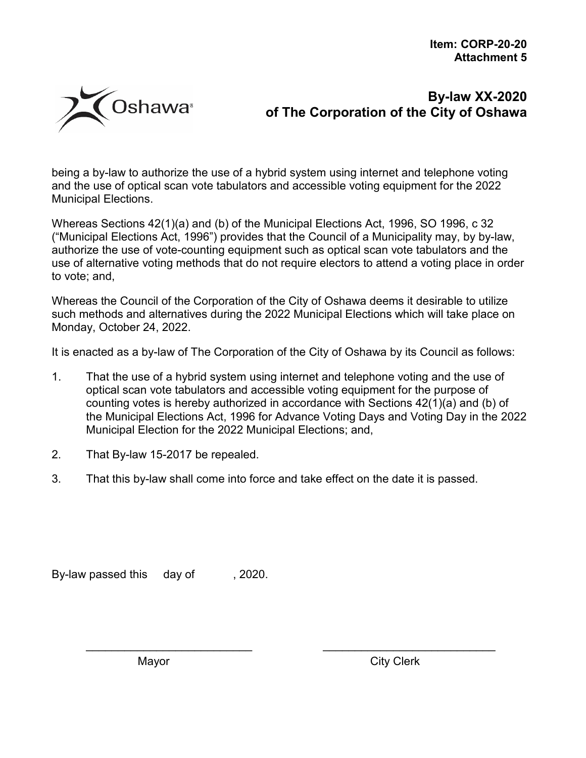**Item: CORP-20-20**
**Attachment 5**

# By-law XX-2020 of The Corporation of the City of Oshawa

being a by-law to authorize the use of a hybrid system using internet and telephone voting and the use of optical scan vote tabulators and accessible voting equipment for the 2022 Municipal Elections.

Whereas Sections 42(1)(a) and (b) of the Municipal Elections Act, 1996, SO 1996, c 32 ("Municipal Elections Act, 1996") provides that the Council of a Municipality may, by by-law, authorize the use of vote-counting equipment such as optical scan vote tabulators and the use of alternative voting methods that do not require electors to attend a voting place in order to vote; and,

Whereas the Council of the Corporation of the City of Oshawa deems it desirable to utilize such methods and alternatives during the 2022 Municipal Elections which will take place on Monday, October 24, 2022.

It is enacted as a by-law of The Corporation of the City of Oshawa by its Council as follows:

1. That the use of a hybrid system using internet and telephone voting and the use of optical scan vote tabulators and accessible voting equipment for the purpose of counting votes is hereby authorized in accordance with Sections 42(1)(a) and (b) of the Municipal Elections Act, 1996 for Advance Voting Days and Voting Day in the 2022 Municipal Election for the 2022 Municipal Elections; and,
2. That By-law 15-2017 be repealed.
3. That this by-law shall come into force and take effect on the date it is passed.

By-law passed this day of , 2020.

\_\_\_\_\_\_\_\_\_\_\_\_\_\_\_\_\_\_\_\_\_\_\_\_\_\_
Mayor

\_\_\_\_\_\_\_\_\_\_\_\_\_\_\_\_\_\_\_\_\_\_\_\_\_\_
City Clerk